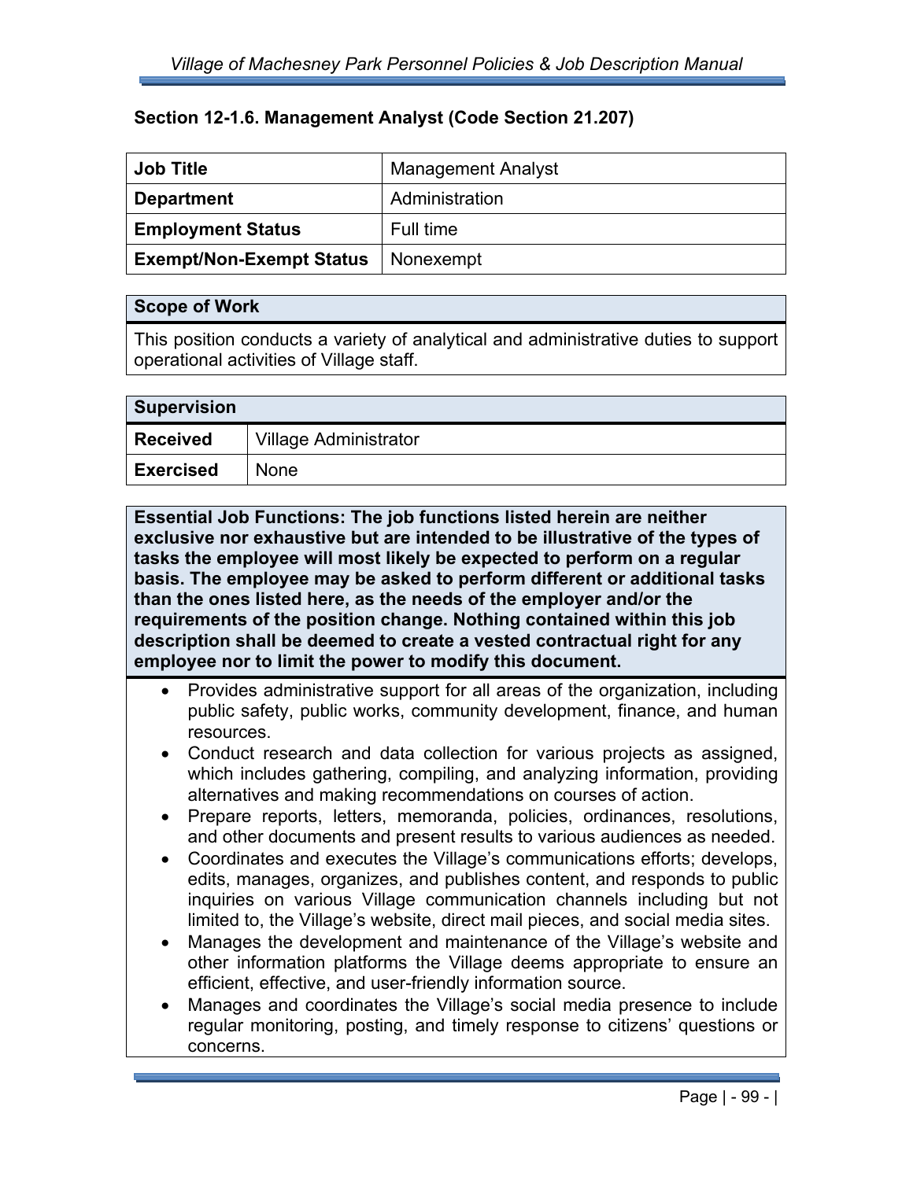## Section 12-1.6. Management Analyst (Code Section 21.207)

| Job Title | Management Analyst |
|---|---|
| **Department** | Administration |
| **Employment Status** | Full time |
| **Exempt/Non-Exempt Status** | Nonexempt |

| Scope of Work |
|---|
| This position conducts a variety of analytical and administrative duties to support operational activities of Village staff. |

| Supervision | |
|---|---|
| **Received** | Village Administrator |
| **Exercised** | None |

**Essential Job Functions: The job functions listed herein are neither exclusive nor exhaustive but are intended to be illustrative of the types of tasks the employee will most likely be expected to perform on a regular basis. The employee may be asked to perform different or additional tasks than the ones listed here, as the needs of the employer and/or the requirements of the position change. Nothing contained within this job description shall be deemed to create a vested contractual right for any employee nor to limit the power to modify this document.**

- Provides administrative support for all areas of the organization, including public safety, public works, community development, finance, and human resources.
- Conduct research and data collection for various projects as assigned, which includes gathering, compiling, and analyzing information, providing alternatives and making recommendations on courses of action.
- Prepare reports, letters, memoranda, policies, ordinances, resolutions, and other documents and present results to various audiences as needed.
- Coordinates and executes the Village's communications efforts; develops, edits, manages, organizes, and publishes content, and responds to public inquiries on various Village communication channels including but not limited to, the Village's website, direct mail pieces, and social media sites.
- Manages the development and maintenance of the Village's website and other information platforms the Village deems appropriate to ensure an efficient, effective, and user-friendly information source.
- Manages and coordinates the Village's social media presence to include regular monitoring, posting, and timely response to citizens' questions or concerns.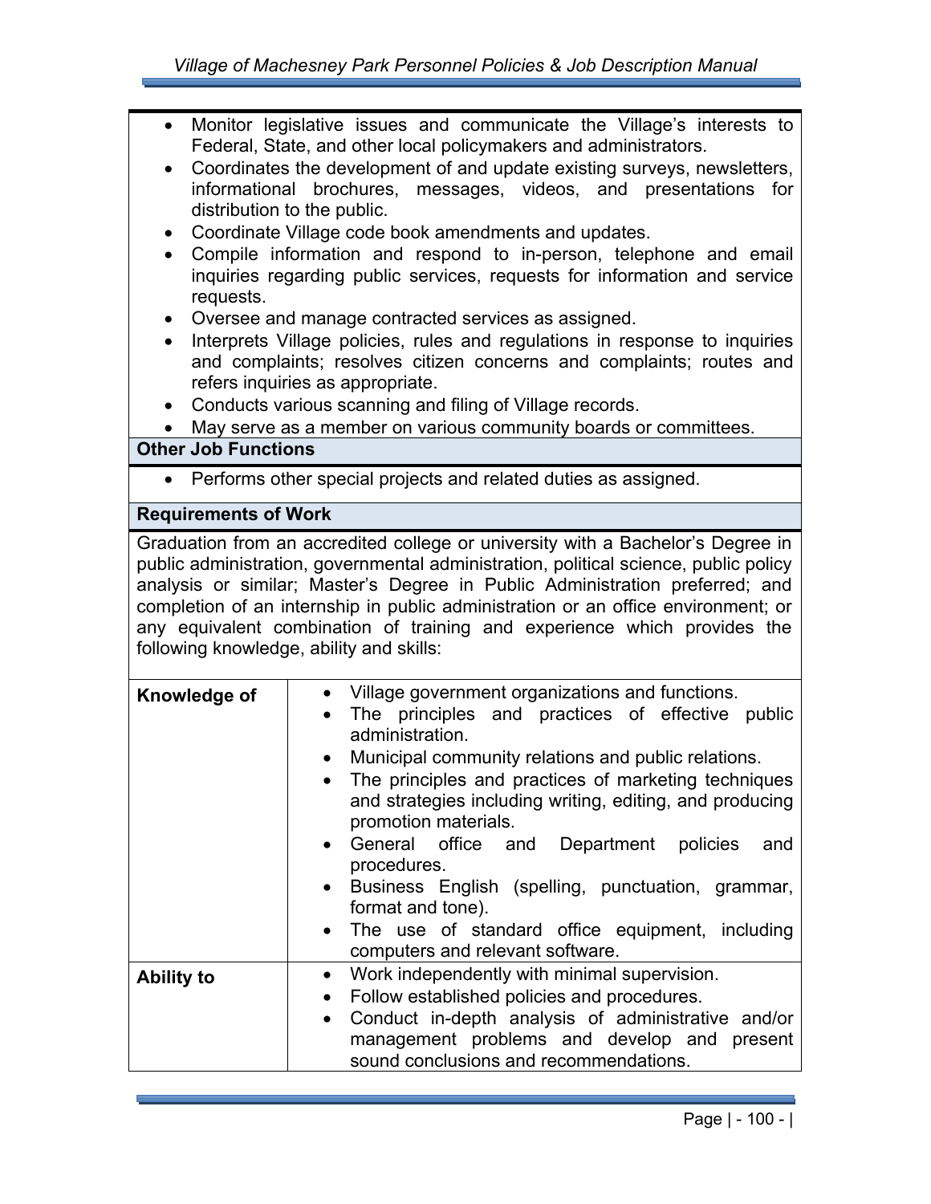- Monitor legislative issues and communicate the Village's interests to Federal, State, and other local policymakers and administrators.
- Coordinates the development of and update existing surveys, newsletters, informational brochures, messages, videos, and presentations for distribution to the public.
- Coordinate Village code book amendments and updates.
- Compile information and respond to in-person, telephone and email inquiries regarding public services, requests for information and service requests.
- Oversee and manage contracted services as assigned.
- Interprets Village policies, rules and regulations in response to inquiries and complaints; resolves citizen concerns and complaints; routes and refers inquiries as appropriate.
- Conducts various scanning and filing of Village records.
- May serve as a member on various community boards or committees.

**Other Job Functions**

- Performs other special projects and related duties as assigned.

**Requirements of Work**

Graduation from an accredited college or university with a Bachelor's Degree in public administration, governmental administration, political science, public policy analysis or similar; Master's Degree in Public Administration preferred; and completion of an internship in public administration or an office environment; or any equivalent combination of training and experience which provides the following knowledge, ability and skills:

| | |
|---|---|
| **Knowledge of** | • Village government organizations and functions.<br>• The principles and practices of effective public administration.<br>• Municipal community relations and public relations.<br>• The principles and practices of marketing techniques and strategies including writing, editing, and producing promotion materials.<br>• General office and Department policies and procedures.<br>• Business English (spelling, punctuation, grammar, format and tone).<br>• The use of standard office equipment, including computers and relevant software. |
| **Ability to** | • Work independently with minimal supervision.<br>• Follow established policies and procedures.<br>• Conduct in-depth analysis of administrative and/or management problems and develop and present sound conclusions and recommendations. |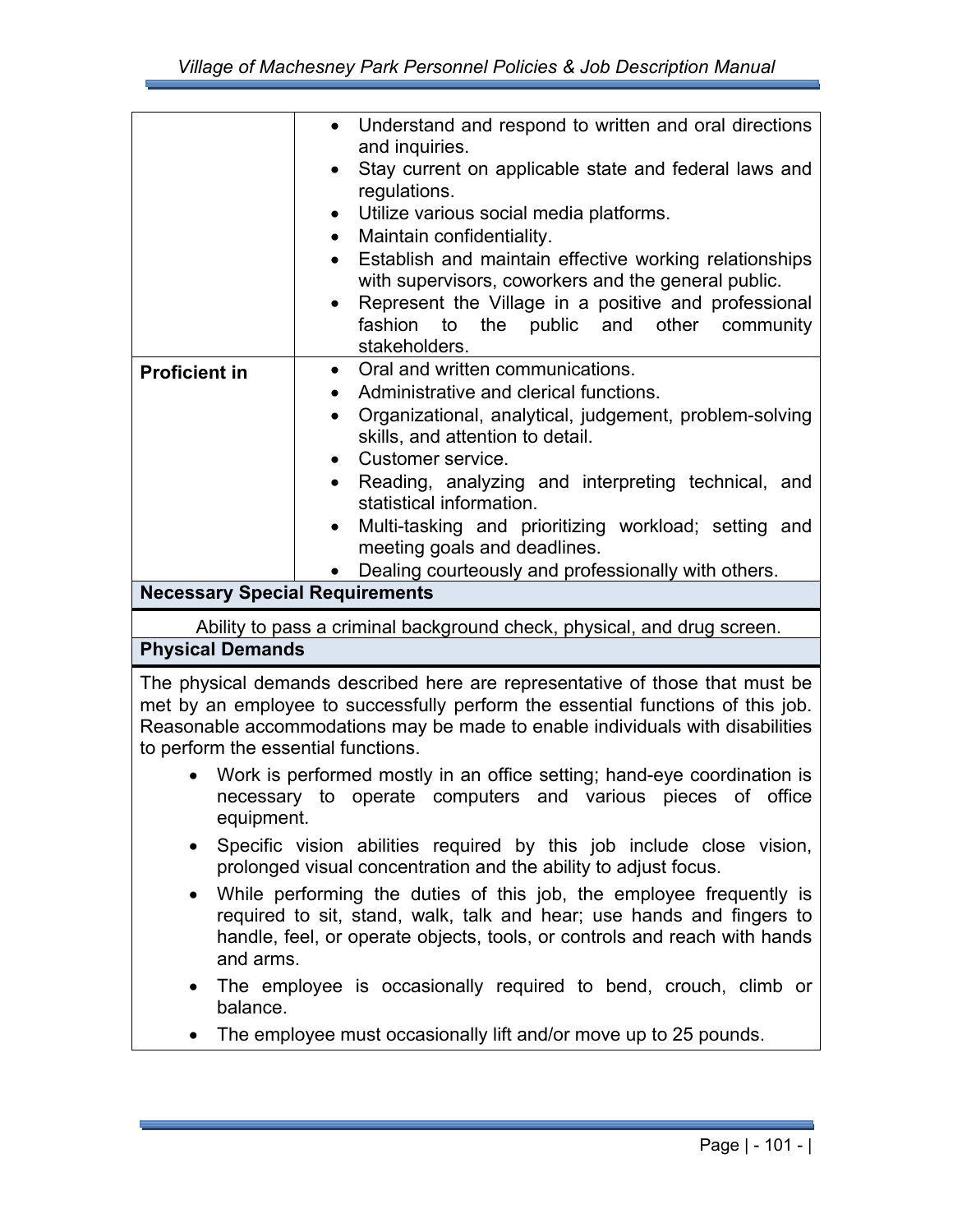| | |
|---|---|
| | • Understand and respond to written and oral directions and inquiries.<br>• Stay current on applicable state and federal laws and regulations.<br>• Utilize various social media platforms.<br>• Maintain confidentiality.<br>• Establish and maintain effective working relationships with supervisors, coworkers and the general public.<br>• Represent the Village in a positive and professional fashion to the public and other community stakeholders. |
| **Proficient in** | • Oral and written communications.<br>• Administrative and clerical functions.<br>• Organizational, analytical, judgement, problem-solving skills, and attention to detail.<br>• Customer service.<br>• Reading, analyzing and interpreting technical, and statistical information.<br>• Multi-tasking and prioritizing workload; setting and meeting goals and deadlines.<br>• Dealing courteously and professionally with others. |

**Necessary Special Requirements**

Ability to pass a criminal background check, physical, and drug screen.

**Physical Demands**

The physical demands described here are representative of those that must be met by an employee to successfully perform the essential functions of this job. Reasonable accommodations may be made to enable individuals with disabilities to perform the essential functions.

- Work is performed mostly in an office setting; hand-eye coordination is necessary to operate computers and various pieces of office equipment.
- Specific vision abilities required by this job include close vision, prolonged visual concentration and the ability to adjust focus.
- While performing the duties of this job, the employee frequently is required to sit, stand, walk, talk and hear; use hands and fingers to handle, feel, or operate objects, tools, or controls and reach with hands and arms.
- The employee is occasionally required to bend, crouch, climb or balance.
- The employee must occasionally lift and/or move up to 25 pounds.